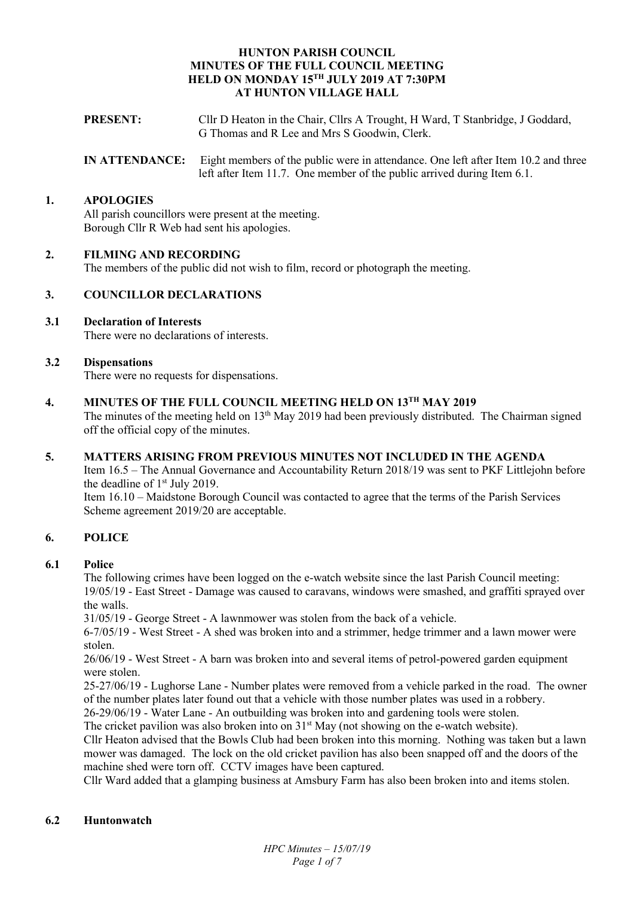# HUNTON PARISH COUNCIL
# MINUTES OF THE FULL COUNCIL MEETING
# HELD ON MONDAY 15TH JULY 2019 AT 7:30PM
# AT HUNTON VILLAGE HALL

**PRESENT:** Cllr D Heaton in the Chair, Cllrs A Trought, H Ward, T Stanbridge, J Goddard, G Thomas and R Lee and Mrs S Goodwin, Clerk.

**IN ATTENDANCE:** Eight members of the public were in attendance. One left after Item 10.2 and three left after Item 11.7. One member of the public arrived during Item 6.1.

## 1. APOLOGIES

All parish councillors were present at the meeting.
Borough Cllr R Web had sent his apologies.

## 2. FILMING AND RECORDING

The members of the public did not wish to film, record or photograph the meeting.

## 3. COUNCILLOR DECLARATIONS

### 3.1 Declaration of Interests

There were no declarations of interests.

### 3.2 Dispensations

There were no requests for dispensations.

## 4. MINUTES OF THE FULL COUNCIL MEETING HELD ON 13TH MAY 2019

The minutes of the meeting held on 13th May 2019 had been previously distributed. The Chairman signed off the official copy of the minutes.

## 5. MATTERS ARISING FROM PREVIOUS MINUTES NOT INCLUDED IN THE AGENDA

Item 16.5 – The Annual Governance and Accountability Return 2018/19 was sent to PKF Littlejohn before the deadline of 1st July 2019.
Item 16.10 – Maidstone Borough Council was contacted to agree that the terms of the Parish Services Scheme agreement 2019/20 are acceptable.

## 6. POLICE

### 6.1 Police

The following crimes have been logged on the e-watch website since the last Parish Council meeting:
19/05/19 - East Street - Damage was caused to caravans, windows were smashed, and graffiti sprayed over the walls.
31/05/19 - George Street - A lawnmower was stolen from the back of a vehicle.
6-7/05/19 - West Street - A shed was broken into and a strimmer, hedge trimmer and a lawn mower were stolen.
26/06/19 - West Street - A barn was broken into and several items of petrol-powered garden equipment were stolen.
25-27/06/19 - Lughorse Lane - Number plates were removed from a vehicle parked in the road. The owner of the number plates later found out that a vehicle with those number plates was used in a robbery.
26-29/06/19 - Water Lane - An outbuilding was broken into and gardening tools were stolen.
The cricket pavilion was also broken into on 31st May (not showing on the e-watch website).
Cllr Heaton advised that the Bowls Club had been broken into this morning. Nothing was taken but a lawn mower was damaged. The lock on the old cricket pavilion has also been snapped off and the doors of the machine shed were torn off. CCTV images have been captured.
Cllr Ward added that a glamping business at Amsbury Farm has also been broken into and items stolen.

### 6.2 Huntonwatch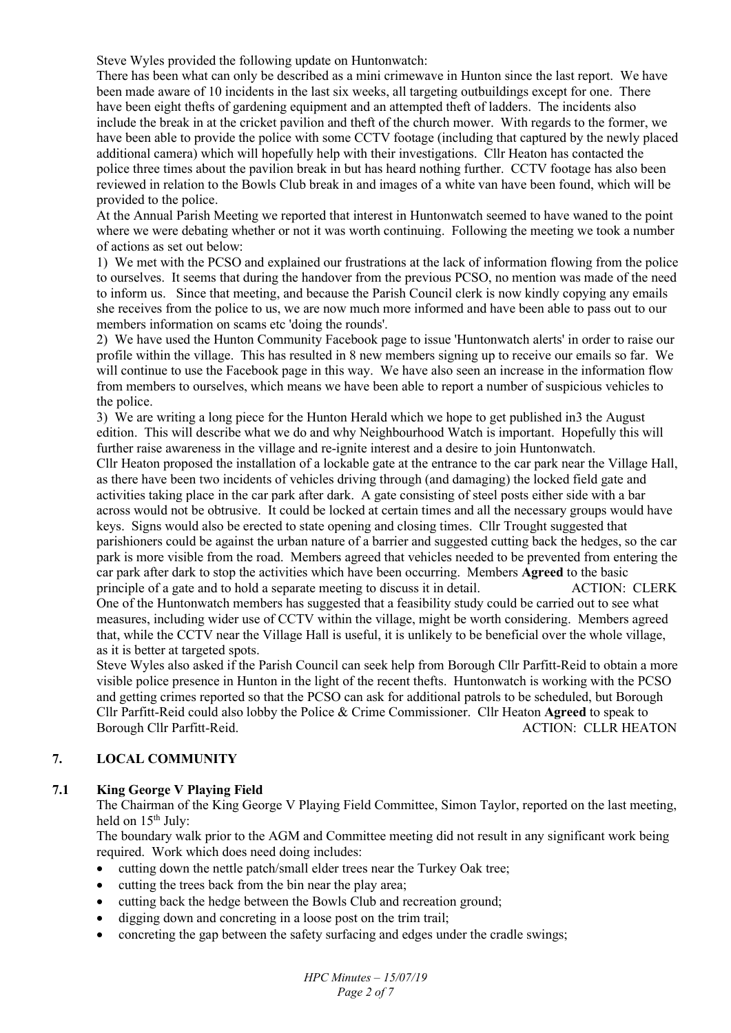Steve Wyles provided the following update on Huntonwatch:

There has been what can only be described as a mini crimewave in Hunton since the last report. We have been made aware of 10 incidents in the last six weeks, all targeting outbuildings except for one. There have been eight thefts of gardening equipment and an attempted theft of ladders. The incidents also include the break in at the cricket pavilion and theft of the church mower. With regards to the former, we have been able to provide the police with some CCTV footage (including that captured by the newly placed additional camera) which will hopefully help with their investigations. Cllr Heaton has contacted the police three times about the pavilion break in but has heard nothing further. CCTV footage has also been reviewed in relation to the Bowls Club break in and images of a white van have been found, which will be provided to the police.

At the Annual Parish Meeting we reported that interest in Huntonwatch seemed to have waned to the point where we were debating whether or not it was worth continuing. Following the meeting we took a number of actions as set out below:

1) We met with the PCSO and explained our frustrations at the lack of information flowing from the police to ourselves. It seems that during the handover from the previous PCSO, no mention was made of the need to inform us. Since that meeting, and because the Parish Council clerk is now kindly copying any emails she receives from the police to us, we are now much more informed and have been able to pass out to our members information on scams etc 'doing the rounds'.

2) We have used the Hunton Community Facebook page to issue 'Huntonwatch alerts' in order to raise our profile within the village. This has resulted in 8 new members signing up to receive our emails so far. We will continue to use the Facebook page in this way. We have also seen an increase in the information flow from members to ourselves, which means we have been able to report a number of suspicious vehicles to the police.

3) We are writing a long piece for the Hunton Herald which we hope to get published in3 the August edition. This will describe what we do and why Neighbourhood Watch is important. Hopefully this will further raise awareness in the village and re-ignite interest and a desire to join Huntonwatch.

Cllr Heaton proposed the installation of a lockable gate at the entrance to the car park near the Village Hall, as there have been two incidents of vehicles driving through (and damaging) the locked field gate and activities taking place in the car park after dark. A gate consisting of steel posts either side with a bar across would not be obtrusive. It could be locked at certain times and all the necessary groups would have keys. Signs would also be erected to state opening and closing times. Cllr Trought suggested that parishioners could be against the urban nature of a barrier and suggested cutting back the hedges, so the car park is more visible from the road. Members agreed that vehicles needed to be prevented from entering the car park after dark to stop the activities which have been occurring. Members **Agreed** to the basic principle of a gate and to hold a separate meeting to discuss it in detail. ACTION: CLERK

One of the Huntonwatch members has suggested that a feasibility study could be carried out to see what measures, including wider use of CCTV within the village, might be worth considering. Members agreed that, while the CCTV near the Village Hall is useful, it is unlikely to be beneficial over the whole village, as it is better at targeted spots.

Steve Wyles also asked if the Parish Council can seek help from Borough Cllr Parfitt-Reid to obtain a more visible police presence in Hunton in the light of the recent thefts. Huntonwatch is working with the PCSO and getting crimes reported so that the PCSO can ask for additional patrols to be scheduled, but Borough Cllr Parfitt-Reid could also lobby the Police & Crime Commissioner. Cllr Heaton **Agreed** to speak to Borough Cllr Parfitt-Reid. ACTION: CLLR HEATON

## 7. LOCAL COMMUNITY

### 7.1 King George V Playing Field

The Chairman of the King George V Playing Field Committee, Simon Taylor, reported on the last meeting, held on 15th July:

The boundary walk prior to the AGM and Committee meeting did not result in any significant work being required. Work which does need doing includes:

- cutting down the nettle patch/small elder trees near the Turkey Oak tree;
- cutting the trees back from the bin near the play area;
- cutting back the hedge between the Bowls Club and recreation ground;
- digging down and concreting in a loose post on the trim trail;
- concreting the gap between the safety surfacing and edges under the cradle swings;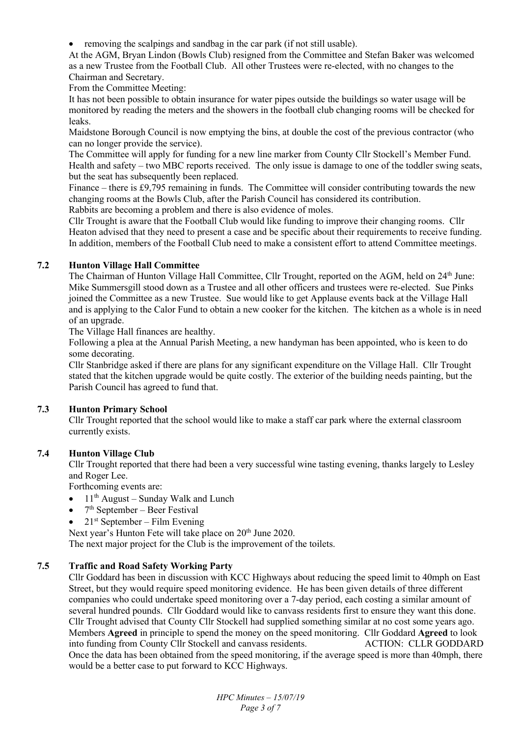- removing the scalpings and sandbag in the car park (if not still usable).

At the AGM, Bryan Lindon (Bowls Club) resigned from the Committee and Stefan Baker was welcomed as a new Trustee from the Football Club. All other Trustees were re-elected, with no changes to the Chairman and Secretary.

From the Committee Meeting:

It has not been possible to obtain insurance for water pipes outside the buildings so water usage will be monitored by reading the meters and the showers in the football club changing rooms will be checked for leaks.

Maidstone Borough Council is now emptying the bins, at double the cost of the previous contractor (who can no longer provide the service).

The Committee will apply for funding for a new line marker from County Cllr Stockell's Member Fund.

Health and safety – two MBC reports received. The only issue is damage to one of the toddler swing seats, but the seat has subsequently been replaced.

Finance – there is £9,795 remaining in funds. The Committee will consider contributing towards the new changing rooms at the Bowls Club, after the Parish Council has considered its contribution.

Rabbits are becoming a problem and there is also evidence of moles.

Cllr Trought is aware that the Football Club would like funding to improve their changing rooms. Cllr Heaton advised that they need to present a case and be specific about their requirements to receive funding. In addition, members of the Football Club need to make a consistent effort to attend Committee meetings.

### 7.2 Hunton Village Hall Committee

The Chairman of Hunton Village Hall Committee, Cllr Trought, reported on the AGM, held on 24th June: Mike Summersgill stood down as a Trustee and all other officers and trustees were re-elected. Sue Pinks joined the Committee as a new Trustee. Sue would like to get Applause events back at the Village Hall and is applying to the Calor Fund to obtain a new cooker for the kitchen. The kitchen as a whole is in need of an upgrade.

The Village Hall finances are healthy.

Following a plea at the Annual Parish Meeting, a new handyman has been appointed, who is keen to do some decorating.

Cllr Stanbridge asked if there are plans for any significant expenditure on the Village Hall. Cllr Trought stated that the kitchen upgrade would be quite costly. The exterior of the building needs painting, but the Parish Council has agreed to fund that.

### 7.3 Hunton Primary School

Cllr Trought reported that the school would like to make a staff car park where the external classroom currently exists.

### 7.4 Hunton Village Club

Cllr Trought reported that there had been a very successful wine tasting evening, thanks largely to Lesley and Roger Lee.

Forthcoming events are:

- 11th August – Sunday Walk and Lunch
- 7th September – Beer Festival
- 21st September – Film Evening

Next year's Hunton Fete will take place on 20th June 2020.

The next major project for the Club is the improvement of the toilets.

### 7.5 Traffic and Road Safety Working Party

Cllr Goddard has been in discussion with KCC Highways about reducing the speed limit to 40mph on East Street, but they would require speed monitoring evidence. He has been given details of three different companies who could undertake speed monitoring over a 7-day period, each costing a similar amount of several hundred pounds. Cllr Goddard would like to canvass residents first to ensure they want this done. Cllr Trought advised that County Cllr Stockell had supplied something similar at no cost some years ago. Members **Agreed** in principle to spend the money on the speed monitoring. Cllr Goddard **Agreed** to look into funding from County Cllr Stockell and canvass residents. ACTION: CLLR GODDARD

Once the data has been obtained from the speed monitoring, if the average speed is more than 40mph, there would be a better case to put forward to KCC Highways.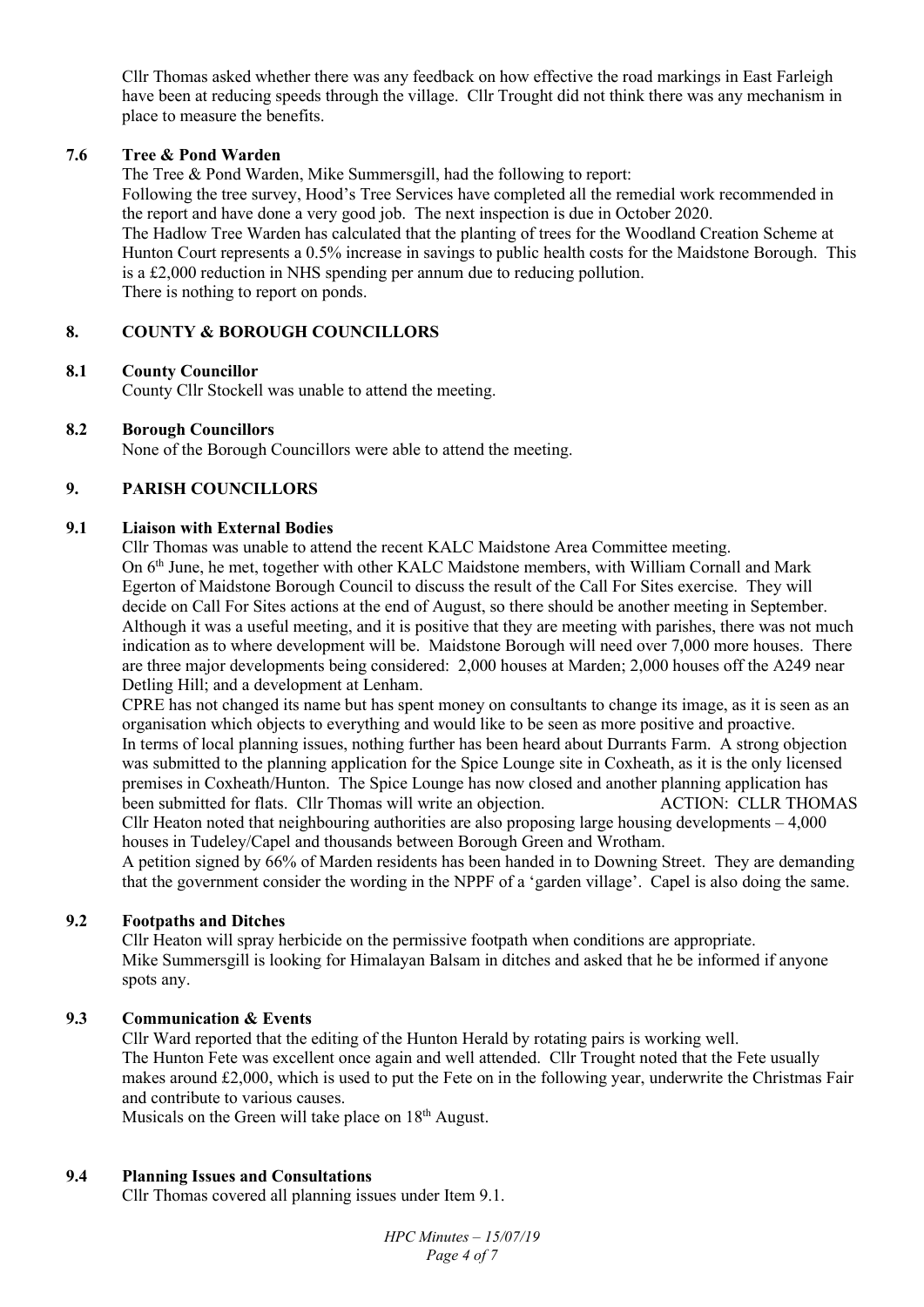Cllr Thomas asked whether there was any feedback on how effective the road markings in East Farleigh have been at reducing speeds through the village. Cllr Trought did not think there was any mechanism in place to measure the benefits.

### 7.6 Tree & Pond Warden

The Tree & Pond Warden, Mike Summersgill, had the following to report:

Following the tree survey, Hood's Tree Services have completed all the remedial work recommended in the report and have done a very good job. The next inspection is due in October 2020.

The Hadlow Tree Warden has calculated that the planting of trees for the Woodland Creation Scheme at Hunton Court represents a 0.5% increase in savings to public health costs for the Maidstone Borough. This is a £2,000 reduction in NHS spending per annum due to reducing pollution.

There is nothing to report on ponds.

## 8. COUNTY & BOROUGH COUNCILLORS

### 8.1 County Councillor

County Cllr Stockell was unable to attend the meeting.

### 8.2 Borough Councillors

None of the Borough Councillors were able to attend the meeting.

## 9. PARISH COUNCILLORS

### 9.1 Liaison with External Bodies

Cllr Thomas was unable to attend the recent KALC Maidstone Area Committee meeting.

On 6th June, he met, together with other KALC Maidstone members, with William Cornall and Mark Egerton of Maidstone Borough Council to discuss the result of the Call For Sites exercise. They will decide on Call For Sites actions at the end of August, so there should be another meeting in September. Although it was a useful meeting, and it is positive that they are meeting with parishes, there was not much indication as to where development will be. Maidstone Borough will need over 7,000 more houses. There are three major developments being considered: 2,000 houses at Marden; 2,000 houses off the A249 near Detling Hill; and a development at Lenham.

CPRE has not changed its name but has spent money on consultants to change its image, as it is seen as an organisation which objects to everything and would like to be seen as more positive and proactive.

In terms of local planning issues, nothing further has been heard about Durrants Farm. A strong objection was submitted to the planning application for the Spice Lounge site in Coxheath, as it is the only licensed premises in Coxheath/Hunton. The Spice Lounge has now closed and another planning application has been submitted for flats. Cllr Thomas will write an objection. **ACTION: CLLR THOMAS**

Cllr Heaton noted that neighbouring authorities are also proposing large housing developments – 4,000 houses in Tudeley/Capel and thousands between Borough Green and Wrotham.

A petition signed by 66% of Marden residents has been handed in to Downing Street. They are demanding that the government consider the wording in the NPPF of a 'garden village'. Capel is also doing the same.

### 9.2 Footpaths and Ditches

Cllr Heaton will spray herbicide on the permissive footpath when conditions are appropriate.

Mike Summersgill is looking for Himalayan Balsam in ditches and asked that he be informed if anyone spots any.

### 9.3 Communication & Events

Cllr Ward reported that the editing of the Hunton Herald by rotating pairs is working well.

The Hunton Fete was excellent once again and well attended. Cllr Trought noted that the Fete usually makes around £2,000, which is used to put the Fete on in the following year, underwrite the Christmas Fair and contribute to various causes.

Musicals on the Green will take place on 18th August.

### 9.4 Planning Issues and Consultations

Cllr Thomas covered all planning issues under Item 9.1.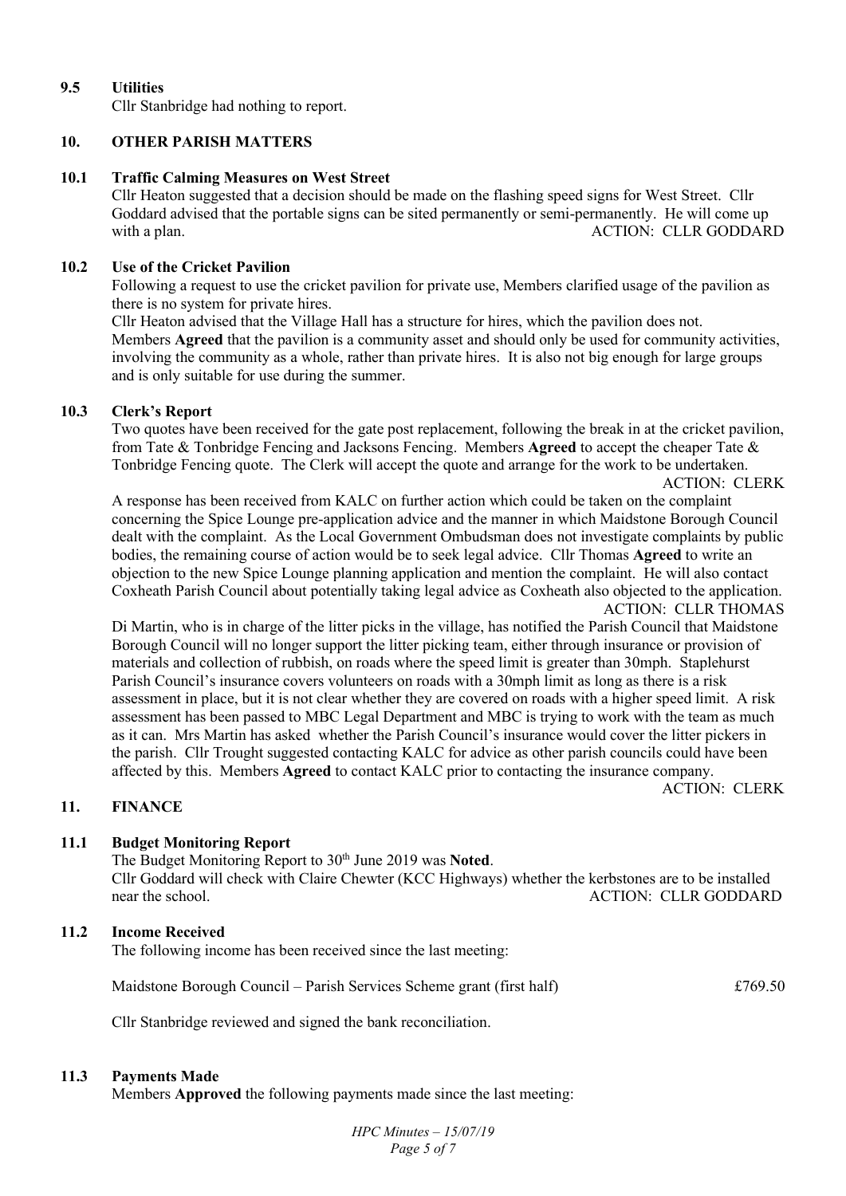## 9.5 Utilities

Cllr Stanbridge had nothing to report.

## 10. OTHER PARISH MATTERS

### 10.1 Traffic Calming Measures on West Street

Cllr Heaton suggested that a decision should be made on the flashing speed signs for West Street. Cllr Goddard advised that the portable signs can be sited permanently or semi-permanently. He will come up with a plan. ACTION: CLLR GODDARD

### 10.2 Use of the Cricket Pavilion

Following a request to use the cricket pavilion for private use, Members clarified usage of the pavilion as there is no system for private hires.

Cllr Heaton advised that the Village Hall has a structure for hires, which the pavilion does not. Members **Agreed** that the pavilion is a community asset and should only be used for community activities, involving the community as a whole, rather than private hires. It is also not big enough for large groups and is only suitable for use during the summer.

### 10.3 Clerk's Report

Two quotes have been received for the gate post replacement, following the break in at the cricket pavilion, from Tate & Tonbridge Fencing and Jacksons Fencing. Members **Agreed** to accept the cheaper Tate & Tonbridge Fencing quote. The Clerk will accept the quote and arrange for the work to be undertaken.

ACTION: CLERK

A response has been received from KALC on further action which could be taken on the complaint concerning the Spice Lounge pre-application advice and the manner in which Maidstone Borough Council dealt with the complaint. As the Local Government Ombudsman does not investigate complaints by public bodies, the remaining course of action would be to seek legal advice. Cllr Thomas **Agreed** to write an objection to the new Spice Lounge planning application and mention the complaint. He will also contact Coxheath Parish Council about potentially taking legal advice as Coxheath also objected to the application.

ACTION: CLLR THOMAS

Di Martin, who is in charge of the litter picks in the village, has notified the Parish Council that Maidstone Borough Council will no longer support the litter picking team, either through insurance or provision of materials and collection of rubbish, on roads where the speed limit is greater than 30mph. Staplehurst Parish Council's insurance covers volunteers on roads with a 30mph limit as long as there is a risk assessment in place, but it is not clear whether they are covered on roads with a higher speed limit. A risk assessment has been passed to MBC Legal Department and MBC is trying to work with the team as much as it can. Mrs Martin has asked whether the Parish Council's insurance would cover the litter pickers in the parish. Cllr Trought suggested contacting KALC for advice as other parish councils could have been affected by this. Members **Agreed** to contact KALC prior to contacting the insurance company.

ACTION: CLERK

## 11. FINANCE

### 11.1 Budget Monitoring Report

The Budget Monitoring Report to 30th June 2019 was **Noted**.

Cllr Goddard will check with Claire Chewter (KCC Highways) whether the kerbstones are to be installed near the school. ACTION: CLLR GODDARD

### 11.2 Income Received

The following income has been received since the last meeting:

| | |
|---|---|
| Maidstone Borough Council – Parish Services Scheme grant (first half) | £769.50 |

Cllr Stanbridge reviewed and signed the bank reconciliation.

### 11.3 Payments Made

Members **Approved** the following payments made since the last meeting: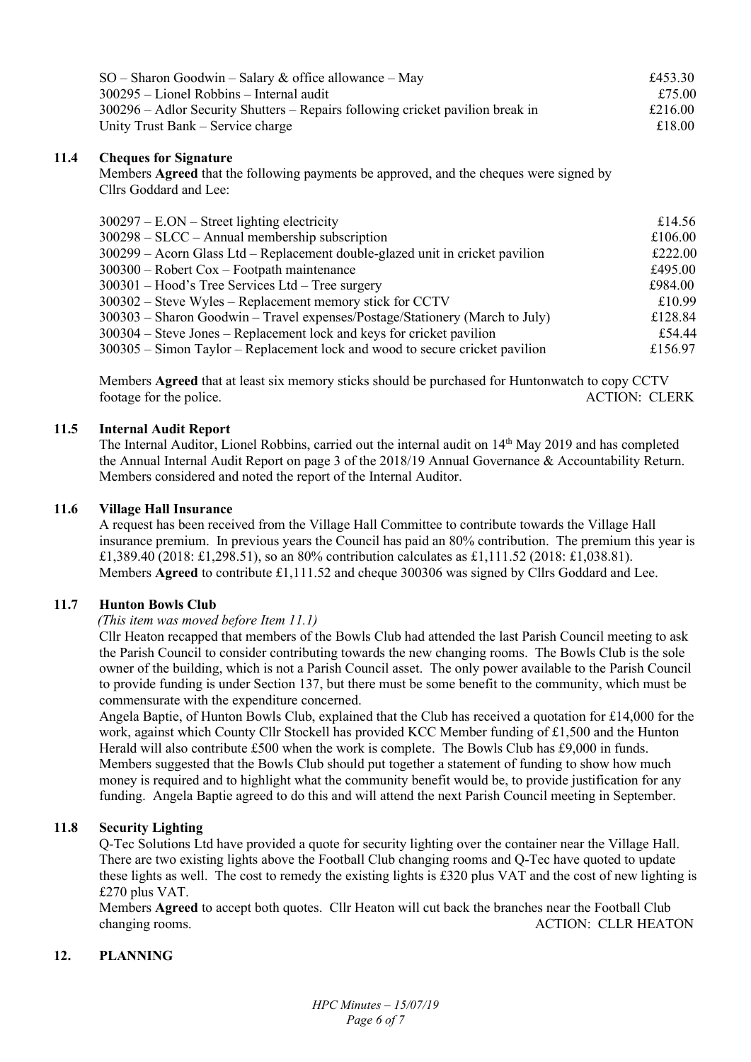| | |
|---|---|
| SO – Sharon Goodwin – Salary & office allowance – May | £453.30 |
| 300295 – Lionel Robbins – Internal audit | £75.00 |
| 300296 – Adlor Security Shutters – Repairs following cricket pavilion break in | £216.00 |
| Unity Trust Bank – Service charge | £18.00 |

### 11.4 Cheques for Signature

Members **Agreed** that the following payments be approved, and the cheques were signed by Cllrs Goddard and Lee:

| | |
|---|---|
| 300297 – E.ON – Street lighting electricity | £14.56 |
| 300298 – SLCC – Annual membership subscription | £106.00 |
| 300299 – Acorn Glass Ltd – Replacement double-glazed unit in cricket pavilion | £222.00 |
| 300300 – Robert Cox – Footpath maintenance | £495.00 |
| 300301 – Hood's Tree Services Ltd – Tree surgery | £984.00 |
| 300302 – Steve Wyles – Replacement memory stick for CCTV | £10.99 |
| 300303 – Sharon Goodwin – Travel expenses/Postage/Stationery (March to July) | £128.84 |
| 300304 – Steve Jones – Replacement lock and keys for cricket pavilion | £54.44 |
| 300305 – Simon Taylor – Replacement lock and wood to secure cricket pavilion | £156.97 |

Members **Agreed** that at least six memory sticks should be purchased for Huntonwatch to copy CCTV footage for the police. ACTION: CLERK

### 11.5 Internal Audit Report

The Internal Auditor, Lionel Robbins, carried out the internal audit on 14th May 2019 and has completed the Annual Internal Audit Report on page 3 of the 2018/19 Annual Governance & Accountability Return. Members considered and noted the report of the Internal Auditor.

### 11.6 Village Hall Insurance

A request has been received from the Village Hall Committee to contribute towards the Village Hall insurance premium. In previous years the Council has paid an 80% contribution. The premium this year is £1,389.40 (2018: £1,298.51), so an 80% contribution calculates as £1,111.52 (2018: £1,038.81). Members **Agreed** to contribute £1,111.52 and cheque 300306 was signed by Cllrs Goddard and Lee.

### 11.7 Hunton Bowls Club

*(This item was moved before Item 11.1)*

Cllr Heaton recapped that members of the Bowls Club had attended the last Parish Council meeting to ask the Parish Council to consider contributing towards the new changing rooms. The Bowls Club is the sole owner of the building, which is not a Parish Council asset. The only power available to the Parish Council to provide funding is under Section 137, but there must be some benefit to the community, which must be commensurate with the expenditure concerned.

Angela Baptie, of Hunton Bowls Club, explained that the Club has received a quotation for £14,000 for the work, against which County Cllr Stockell has provided KCC Member funding of £1,500 and the Hunton Herald will also contribute £500 when the work is complete. The Bowls Club has £9,000 in funds. Members suggested that the Bowls Club should put together a statement of funding to show how much money is required and to highlight what the community benefit would be, to provide justification for any funding. Angela Baptie agreed to do this and will attend the next Parish Council meeting in September.

### 11.8 Security Lighting

Q-Tec Solutions Ltd have provided a quote for security lighting over the container near the Village Hall. There are two existing lights above the Football Club changing rooms and Q-Tec have quoted to update these lights as well. The cost to remedy the existing lights is £320 plus VAT and the cost of new lighting is £270 plus VAT.

Members **Agreed** to accept both quotes. Cllr Heaton will cut back the branches near the Football Club changing rooms. ACTION: CLLR HEATON

## 12. PLANNING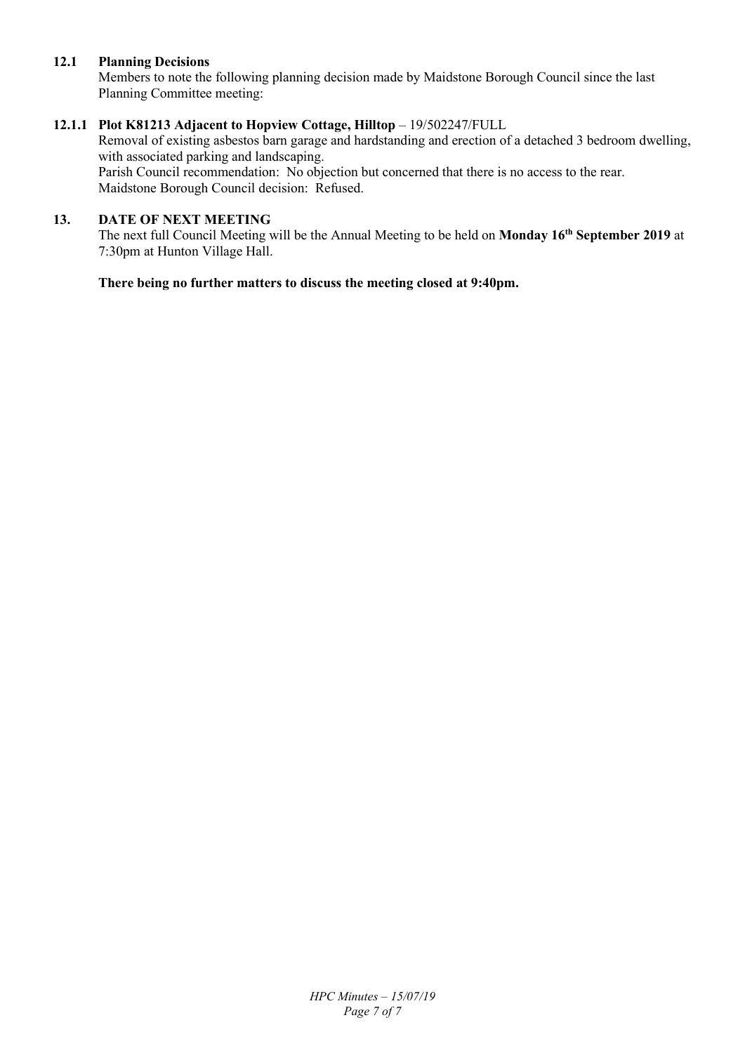### 12.1 Planning Decisions

Members to note the following planning decision made by Maidstone Borough Council since the last Planning Committee meeting:

#### 12.1.1 Plot K81213 Adjacent to Hopview Cottage, Hilltop – 19/502247/FULL

Removal of existing asbestos barn garage and hardstanding and erection of a detached 3 bedroom dwelling, with associated parking and landscaping.
Parish Council recommendation: No objection but concerned that there is no access to the rear.
Maidstone Borough Council decision: Refused.

## 13. DATE OF NEXT MEETING

The next full Council Meeting will be the Annual Meeting to be held on **Monday 16th September 2019** at 7:30pm at Hunton Village Hall.

**There being no further matters to discuss the meeting closed at 9:40pm.**